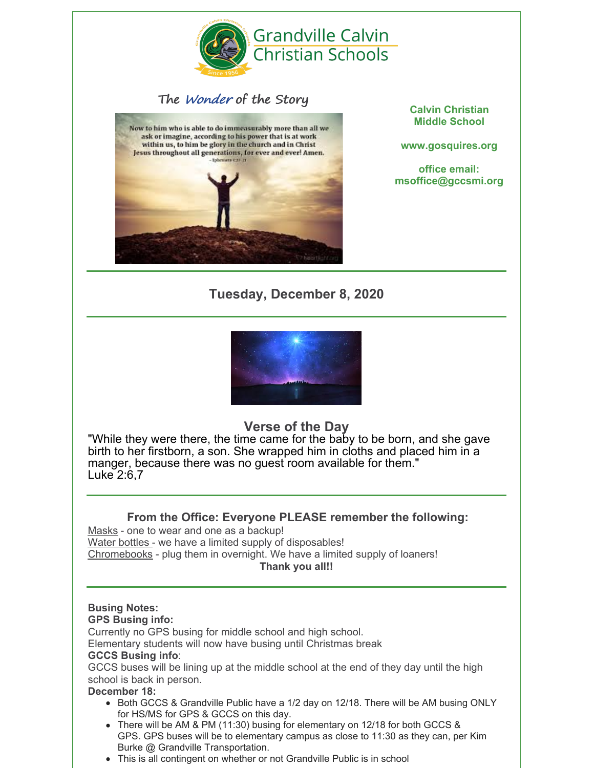# Grandville Calvin Christian Schools

## The *Wonder* of the Story

Now to him who is able to do immeasurably more than all we ask or imagine, according to his power that is at work within us, to him be glory in the church and in Christ Jesus throughout all generations, for ever and ever! Amen.
- Ephesians 3:20-21

**Calvin Christian Middle School**

**www.gosquires.org**

**office email: msoffice@gccsmi.org**

---

## Tuesday, December 8, 2020

---

### Verse of the Day

"While they were there, the time came for the baby to be born, and she gave birth to her firstborn, a son. She wrapped him in cloths and placed him in a manger, because there was no guest room available for them."
Luke 2:6,7

---

### From the Office: Everyone PLEASE remember the following:

Masks - one to wear and one as a backup!
Water bottles - we have a limited supply of disposables!
Chromebooks - plug them in overnight. We have a limited supply of loaners!

**Thank you all!!**

---

**Busing Notes:**

**GPS Busing info:**

Currently no GPS busing for middle school and high school.
Elementary students will now have busing until Christmas break

**GCCS Busing info**:

GCCS buses will be lining up at the middle school at the end of they day until the high school is back in person.

**December 18:**

- Both GCCS & Grandville Public have a 1/2 day on 12/18. There will be AM busing ONLY for HS/MS for GPS & GCCS on this day.
- There will be AM & PM (11:30) busing for elementary on 12/18 for both GCCS & GPS. GPS buses will be to elementary campus as close to 11:30 as they can, per Kim Burke @ Grandville Transportation.
- This is all contingent on whether or not Grandville Public is in school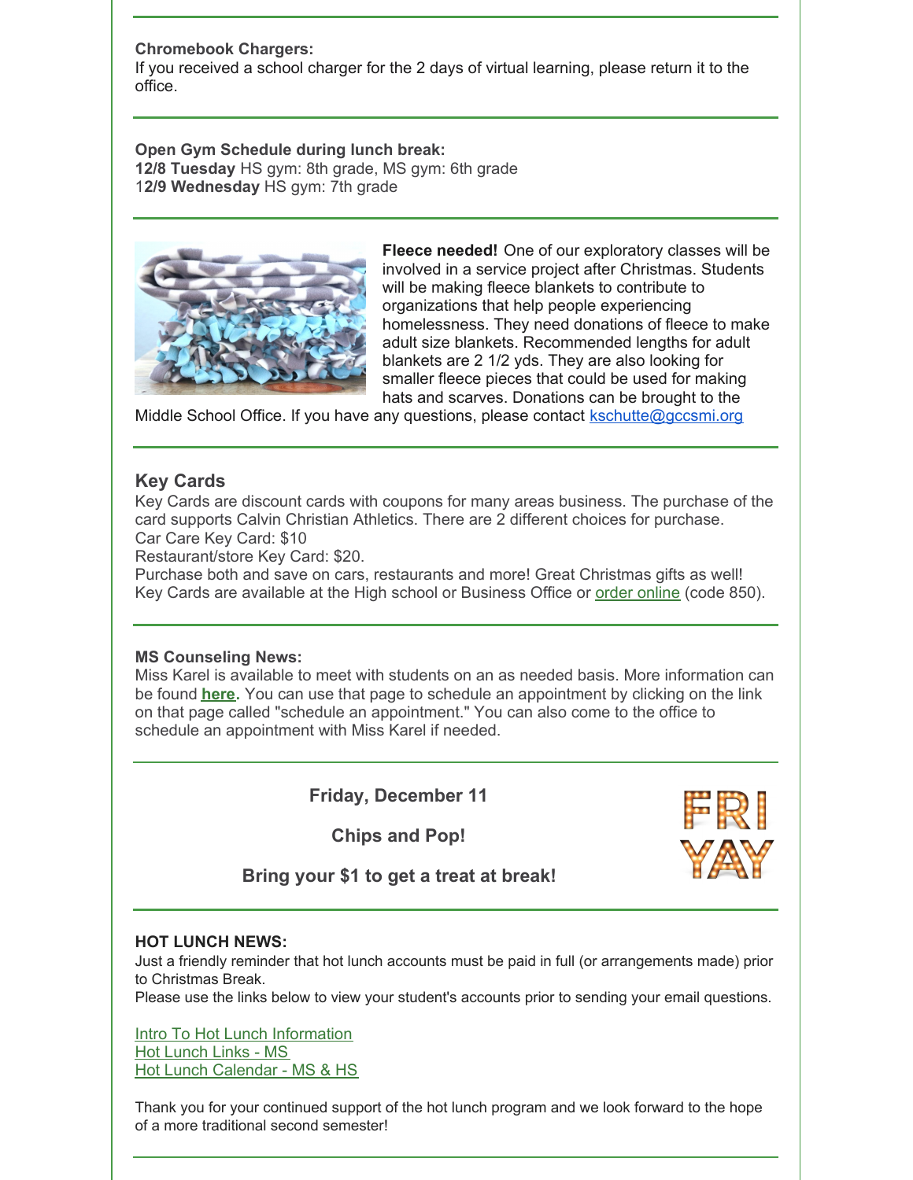**Chromebook Chargers:**
If you received a school charger for the 2 days of virtual learning, please return it to the office.

---

**Open Gym Schedule during lunch break:**
**12/8 Tuesday** HS gym: 8th grade, MS gym: 6th grade
1**2/9 Wednesday** HS gym: 7th grade

---

**Fleece needed!** One of our exploratory classes will be involved in a service project after Christmas. Students will be making fleece blankets to contribute to organizations that help people experiencing homelessness. They need donations of fleece to make adult size blankets. Recommended lengths for adult blankets are 2 1/2 yds. They are also looking for smaller fleece pieces that could be used for making hats and scarves. Donations can be brought to the Middle School Office. If you have any questions, please contact kschutte@gccsmi.org

---

### Key Cards

Key Cards are discount cards with coupons for many areas business. The purchase of the card supports Calvin Christian Athletics. There are 2 different choices for purchase.
Car Care Key Card: $10
Restaurant/store Key Card: $20.
Purchase both and save on cars, restaurants and more! Great Christmas gifts as well!
Key Cards are available at the High school or Business Office or order online (code 850).

---

**MS Counseling News:**
Miss Karel is available to meet with students on an as needed basis. More information can be found **here.** You can use that page to schedule an appointment by clicking on the link on that page called "schedule an appointment." You can also come to the office to schedule an appointment with Miss Karel if needed.

---

**Friday, December 11**

**Chips and Pop!**

**Bring your $1 to get a treat at break!**

FRI YAY

---

**HOT LUNCH NEWS:**
Just a friendly reminder that hot lunch accounts must be paid in full (or arrangements made) prior to Christmas Break.
Please use the links below to view your student's accounts prior to sending your email questions.

Intro To Hot Lunch Information
Hot Lunch Links - MS
Hot Lunch Calendar - MS & HS

Thank you for your continued support of the hot lunch program and we look forward to the hope of a more traditional second semester!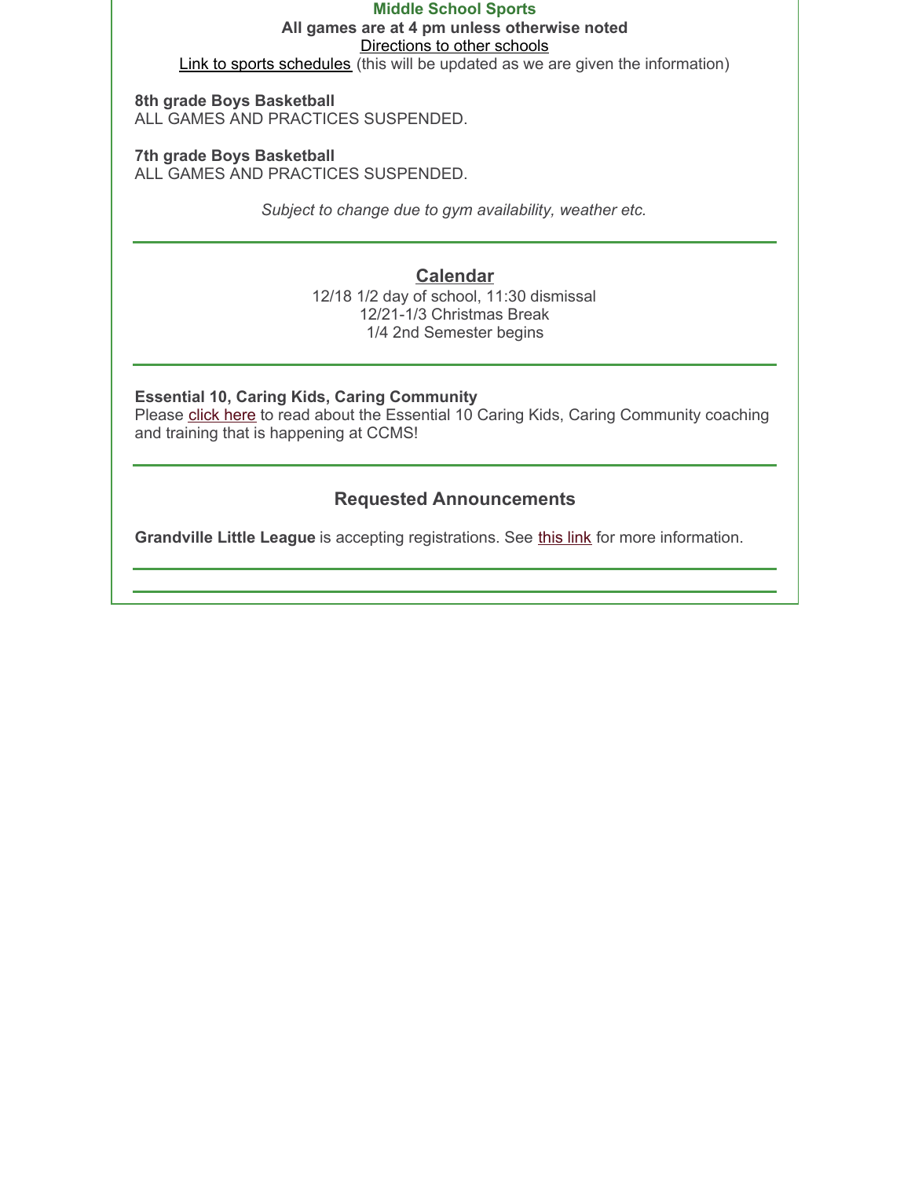## Middle School Sports

**All games are at 4 pm unless otherwise noted**

Directions to other schools

Link to sports schedules (this will be updated as we are given the information)

**8th grade Boys Basketball**
ALL GAMES AND PRACTICES SUSPENDED.

**7th grade Boys Basketball**
ALL GAMES AND PRACTICES SUSPENDED.

*Subject to change due to gym availability, weather etc.*

---

## Calendar

12/18 1/2 day of school, 11:30 dismissal
12/21-1/3 Christmas Break
1/4 2nd Semester begins

---

**Essential 10, Caring Kids, Caring Community**
Please click here to read about the Essential 10 Caring Kids, Caring Community coaching and training that is happening at CCMS!

---

## Requested Announcements

**Grandville Little League** is accepting registrations. See this link for more information.

---